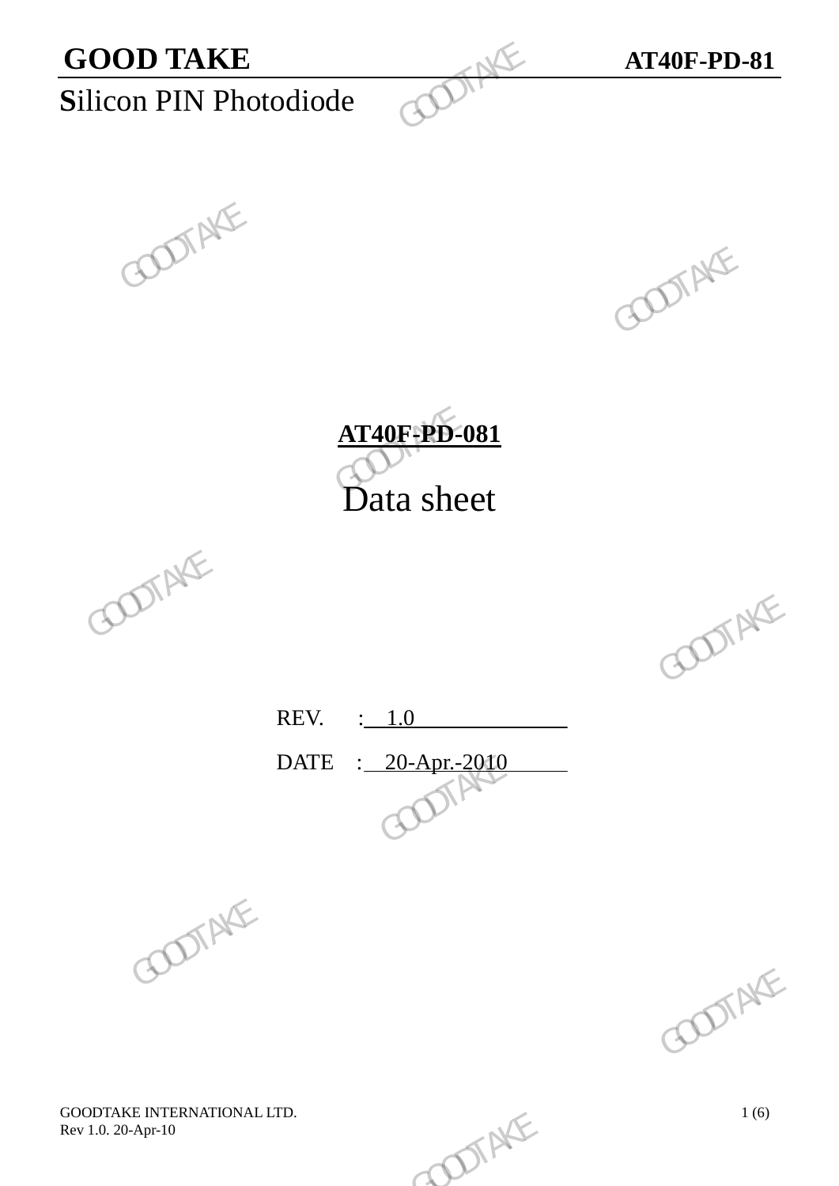**GOOD TAKE** **AT40F-PD-81**

**S**ilicon PIN Photodiode

# AT40F-PD-081

# Data sheet

REV. : 1.0

DATE : 20-Apr.-2010

GOODTAKE INTERNATIONAL LTD.
Rev 1.0. 20-Apr-10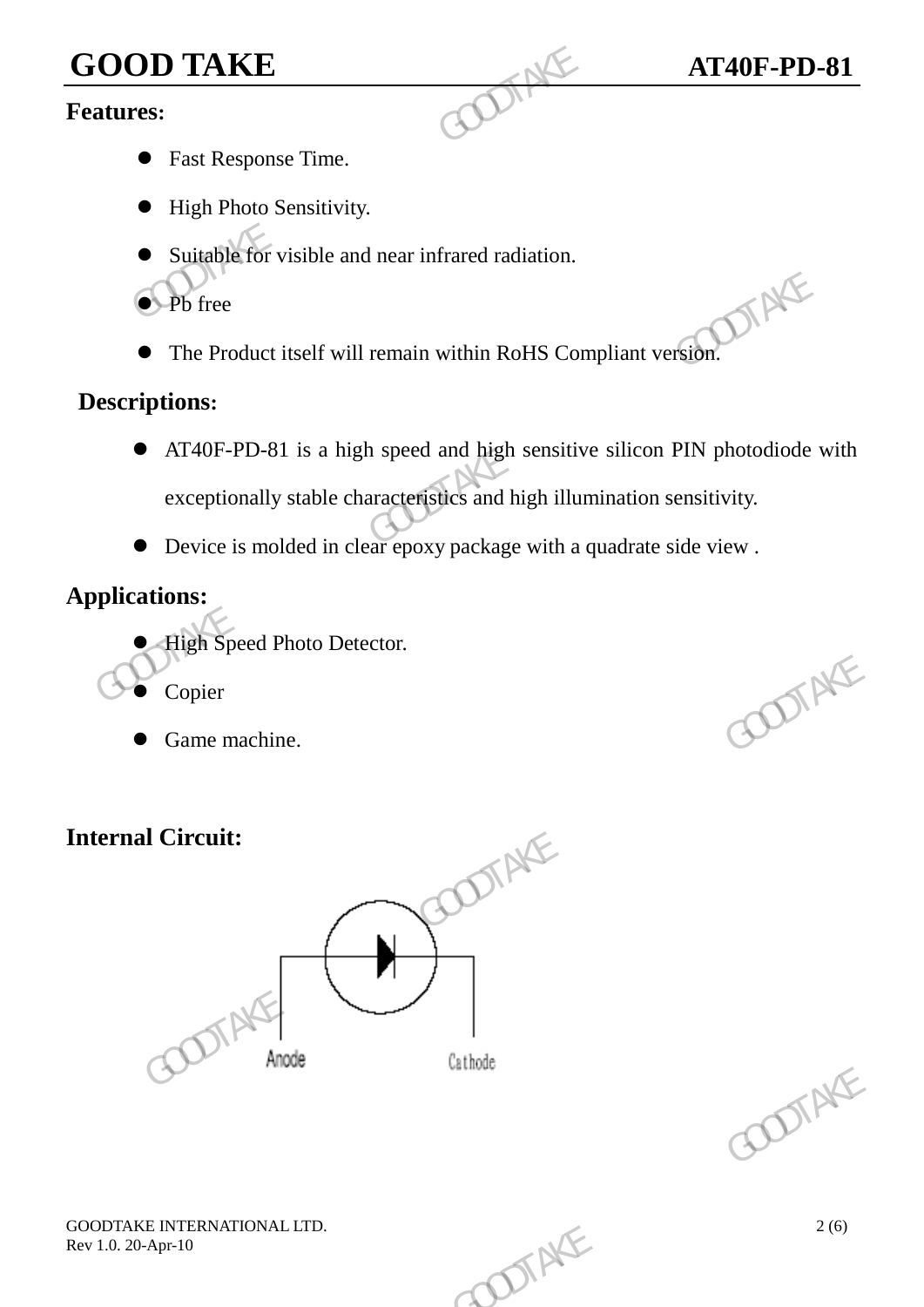## Features:

- Fast Response Time.
- High Photo Sensitivity.
- Suitable for visible and near infrared radiation.
- Pb free
- The Product itself will remain within RoHS Compliant version.

## Descriptions:

- AT40F-PD-81 is a high speed and high sensitive silicon PIN photodiode with exceptionally stable characteristics and high illumination sensitivity.
- Device is molded in clear epoxy package with a quadrate side view .

## Applications:

- High Speed Photo Detector.
- Copier
- Game machine.

## Internal Circuit:

Anode Cathode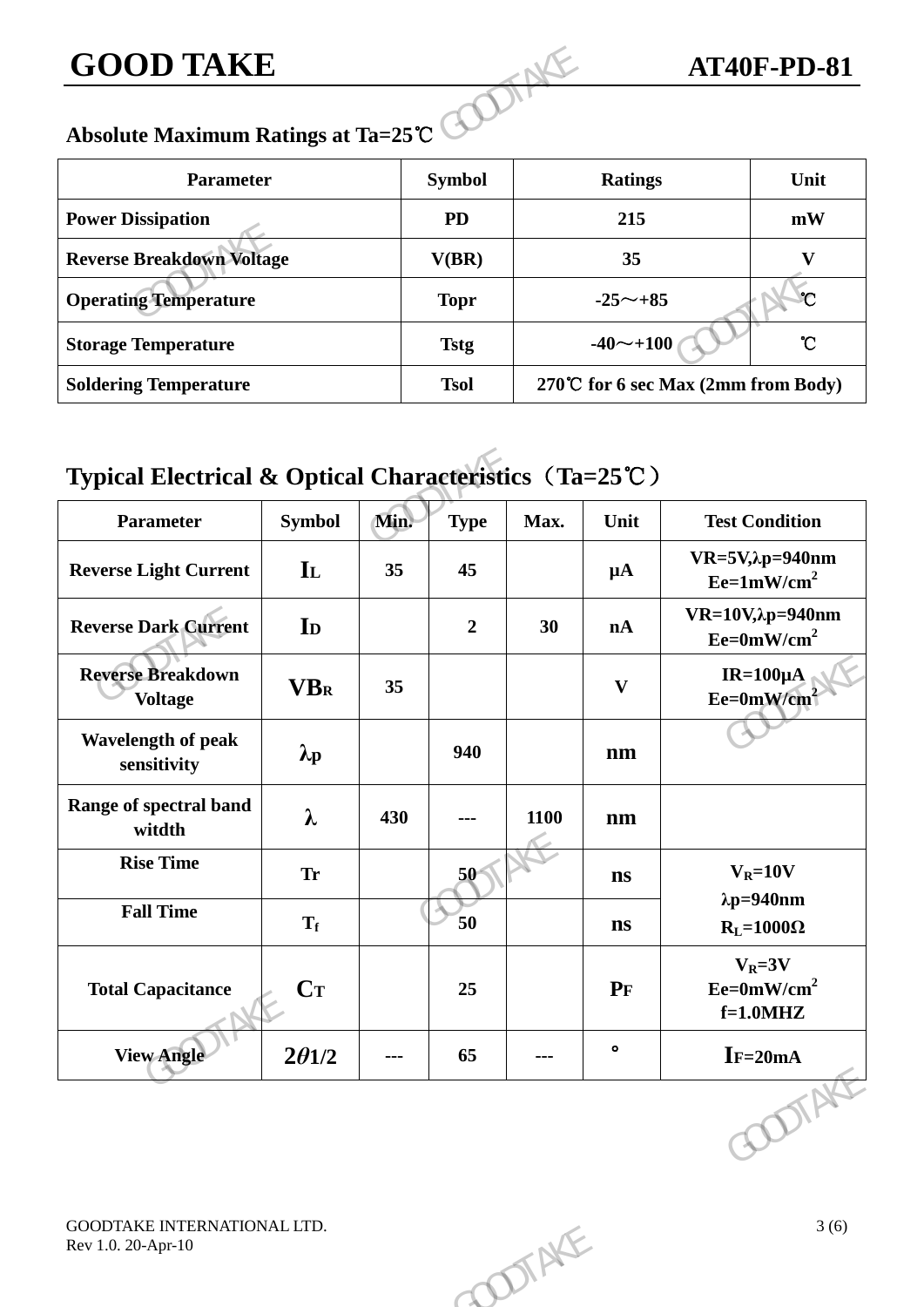## Absolute Maximum Ratings at Ta=25℃

| Parameter | Symbol | Ratings | Unit |
|---|---|---|---|
| Power Dissipation | PD | 215 | mW |
| Reverse Breakdown Voltage | V(BR) | 35 | V |
| Operating Temperature | Topr | -25～+85 | ℃ |
| Storage Temperature | Tstg | -40～+100 | ℃ |
| Soldering Temperature | Tsol | 270℃ for 6 sec Max (2mm from Body) | |

## Typical Electrical & Optical Characteristics（Ta=25℃）

| Parameter | Symbol | Min. | Type | Max. | Unit | Test Condition |
|---|---|---|---|---|---|---|
| Reverse Light Current | $I_L$ | 35 | 45 | | μA | VR=5V,λp=940nm Ee=1mW/cm$^2$ |
| Reverse Dark Current | $I_D$ | | 2 | 30 | nA | VR=10V,λp=940nm Ee=0mW/cm$^2$ |
| Reverse Breakdown Voltage | $V_{BR}$ | 35 | | | V | IR=100μA Ee=0mW/cm$^2$ |
| Wavelength of peak sensitivity | λp | | 940 | | nm | |
| Range of spectral band witdth | λ | 430 | --- | 1100 | nm | |
| Rise Time | Tr | | 50 | | ns | $V_R$=10V λp=940nm $R_L$=1000Ω |
| Fall Time | $T_f$ | | 50 | | ns | |
| Total Capacitance | $C_T$ | | 25 | | PF | $V_R$=3V Ee=0mW/cm$^2$ f=1.0MHZ |
| View Angle | $2\theta 1/2$ | --- | 65 | --- | ° | $I_F$=20mA |

GOODTAKE INTERNATIONAL LTD.
Rev 1.0. 20-Apr-10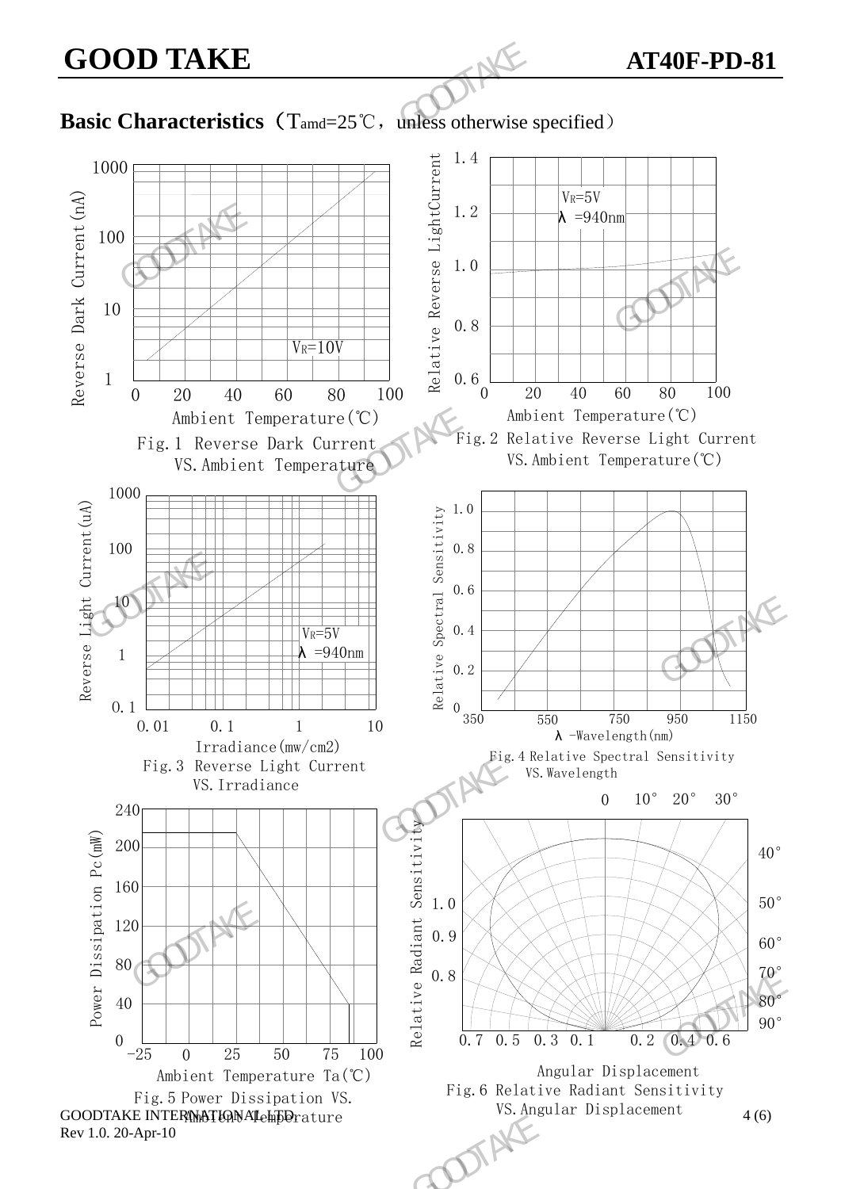## Basic Characteristics（$T_{amd}$=25℃，unless otherwise specified）

Reverse Dark Current(nA) — Ambient Temperature(℃) — $V_R$=10V

Fig.1 Reverse Dark Current VS.Ambient Temperature

Relative Reverse LightCurrent — Ambient Temperature(℃) — $V_R$=5V, λ =940nm

Fig.2 Relative Reverse Light Current VS.Ambient Temperature(℃)

Reverse Light Current(uA) — Irradiance(mw/cm2) — $V_R$=5V, λ =940nm

Fig.3 Reverse Light Current VS.Irradiance

Relative Spectral Sensitivity — λ -Wavelength(nm)

Fig.4 Relative Spectral Sensitivity VS.Wavelength

Power Dissipation Pc(mW) — Ambient Temperature Ta(℃)

Fig.5 Power Dissipation VS. Ambient Temperature

Relative Radiant Sensitivity — Angular Displacement

Fig.6 Relative Radiant Sensitivity VS.Angular Displacement

GOODTAKE INTERNATIONAL LTD.
Rev 1.0. 20-Apr-10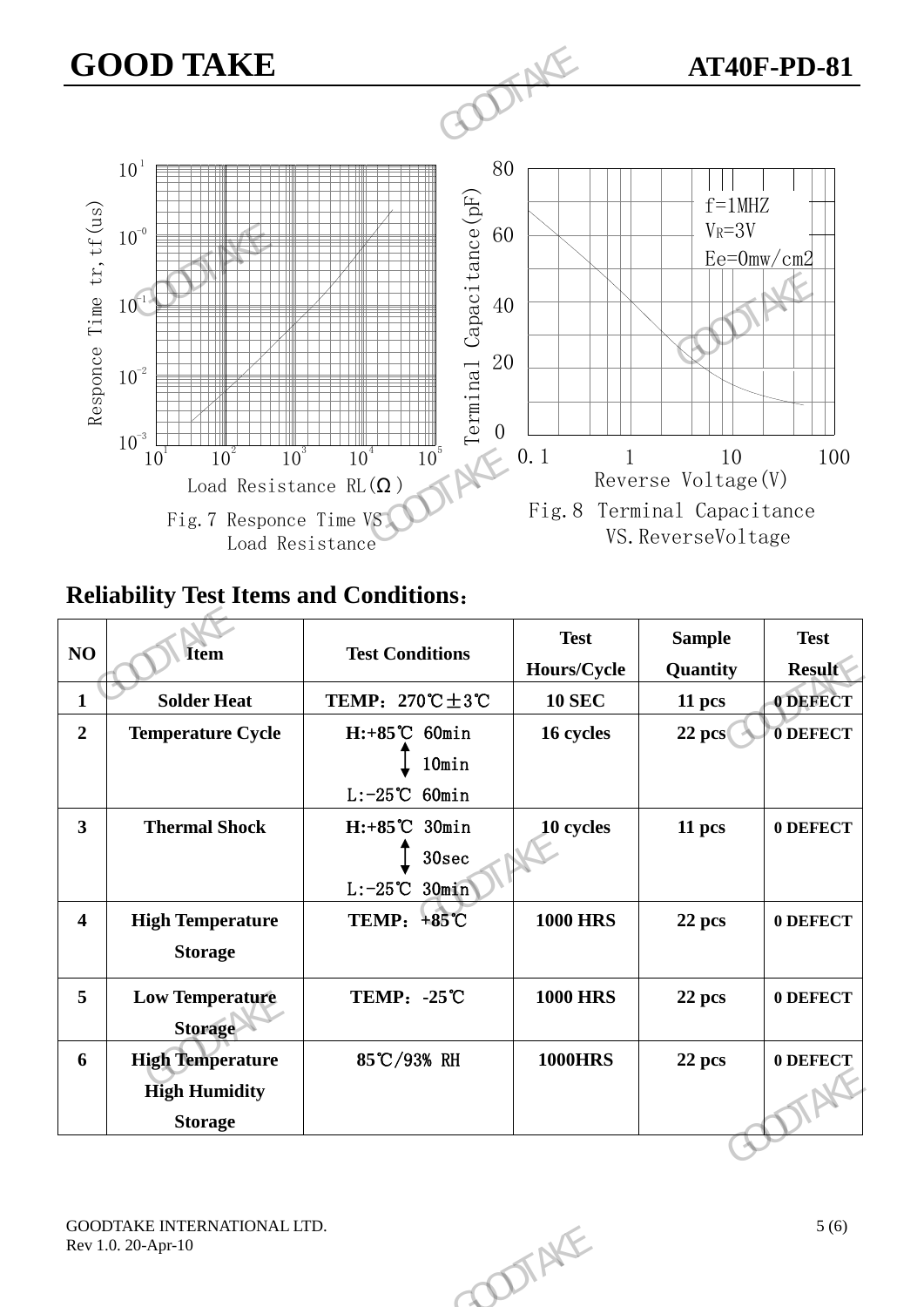Fig.7 Responce Time VS Load Resistance

Fig.8 Terminal Capacitance VS.ReverseVoltage

## Reliability Test Items and Conditions：

| NO | Item | Test Conditions | Test Hours/Cycle | Sample Quantity | Test Result |
|---|---|---|---|---|---|
| 1 | Solder Heat | TEMP：270℃±3℃ | 10 SEC | 11 pcs | 0 DEFECT |
| 2 | Temperature Cycle | H:+85℃ 60min ↕ 10min L:-25℃ 60min | 16 cycles | 22 pcs | 0 DEFECT |
| 3 | Thermal Shock | H:+85℃ 30min ↕ 30sec L:-25℃ 30min | 10 cycles | 11 pcs | 0 DEFECT |
| 4 | High Temperature Storage | TEMP：+85℃ | 1000 HRS | 22 pcs | 0 DEFECT |
| 5 | Low Temperature Storage | TEMP：-25℃ | 1000 HRS | 22 pcs | 0 DEFECT |
| 6 | High Temperature High Humidity Storage | 85℃/93% RH | 1000HRS | 22 pcs | 0 DEFECT |

GOODTAKE INTERNATIONAL LTD.
Rev 1.0. 20-Apr-10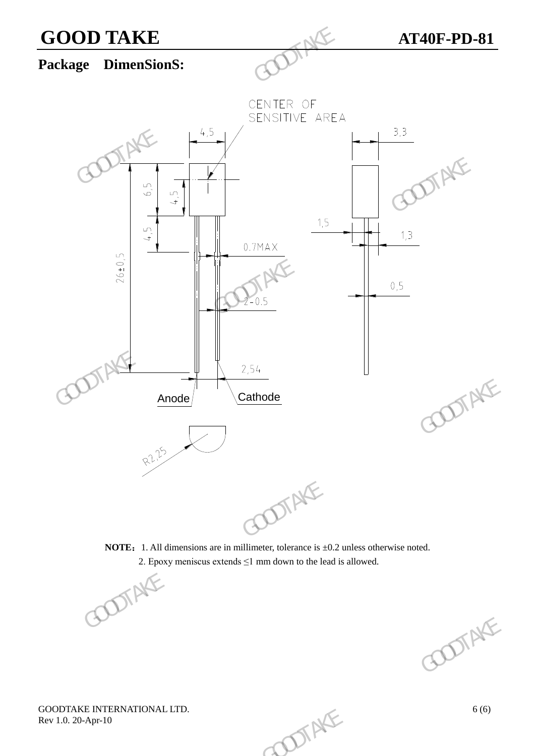## Package DimenSionS:

CENTER OF
SENSITIVE AREA

4,5

3,3

6,5

4,5

4,5

1,5

1,3

0.7MAX

26±0,5

0,5

2-0.5

2,54

Anode

Cathode

R2,25

**NOTE:** 1. All dimensions are in millimeter, tolerance is ±0.2 unless otherwise noted.
2. Epoxy meniscus extends ≤1 mm down to the lead is allowed.

GOODTAKE INTERNATIONAL LTD.
Rev 1.0. 20-Apr-10